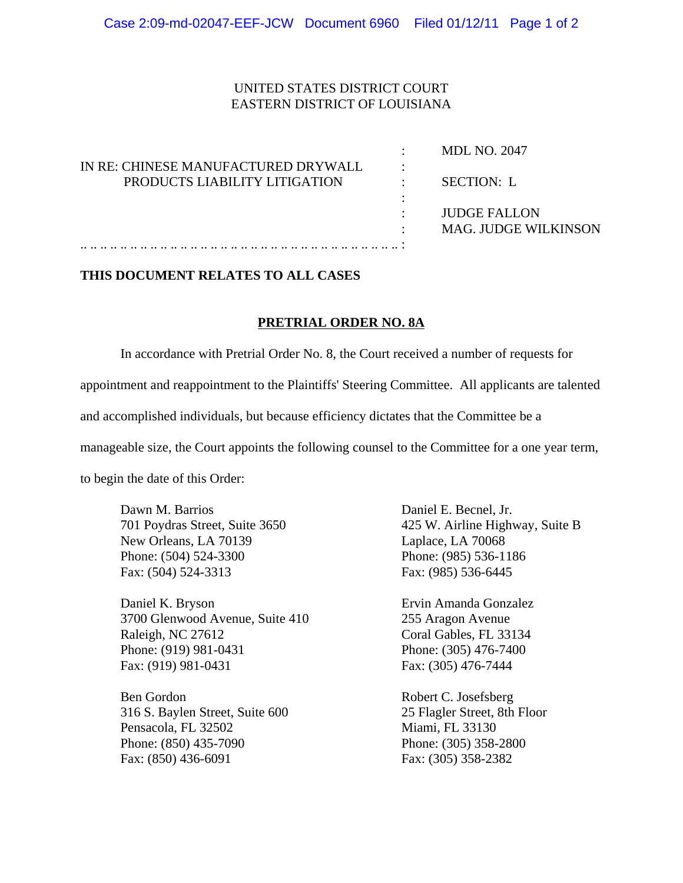UNITED STATES DISTRICT COURT
EASTERN DISTRICT OF LOUISIANA

| | | |
|---|---|---|
| IN RE: CHINESE MANUFACTURED DRYWALL PRODUCTS LIABILITY LITIGATION | : | MDL NO. 2047 |
| | : | SECTION: L |
| | : | JUDGE FALLON |
| | : | MAG. JUDGE WILKINSON |

**THIS DOCUMENT RELATES TO ALL CASES**

**PRETRIAL ORDER NO. 8A**

In accordance with Pretrial Order No. 8, the Court received a number of requests for appointment and reappointment to the Plaintiffs' Steering Committee. All applicants are talented and accomplished individuals, but because efficiency dictates that the Committee be a manageable size, the Court appoints the following counsel to the Committee for a one year term, to begin the date of this Order:

Dawn M. Barrios
701 Poydras Street, Suite 3650
New Orleans, LA 70139
Phone: (504) 524-3300
Fax: (504) 524-3313

Daniel E. Becnel, Jr.
425 W. Airline Highway, Suite B
Laplace, LA 70068
Phone: (985) 536-1186
Fax: (985) 536-6445

Daniel K. Bryson
3700 Glenwood Avenue, Suite 410
Raleigh, NC 27612
Phone: (919) 981-0431
Fax: (919) 981-0431

Ervin Amanda Gonzalez
255 Aragon Avenue
Coral Gables, FL 33134
Phone: (305) 476-7400
Fax: (305) 476-7444

Ben Gordon
316 S. Baylen Street, Suite 600
Pensacola, FL 32502
Phone: (850) 435-7090
Fax: (850) 436-6091

Robert C. Josefsberg
25 Flagler Street, 8th Floor
Miami, FL 33130
Phone: (305) 358-2800
Fax: (305) 358-2382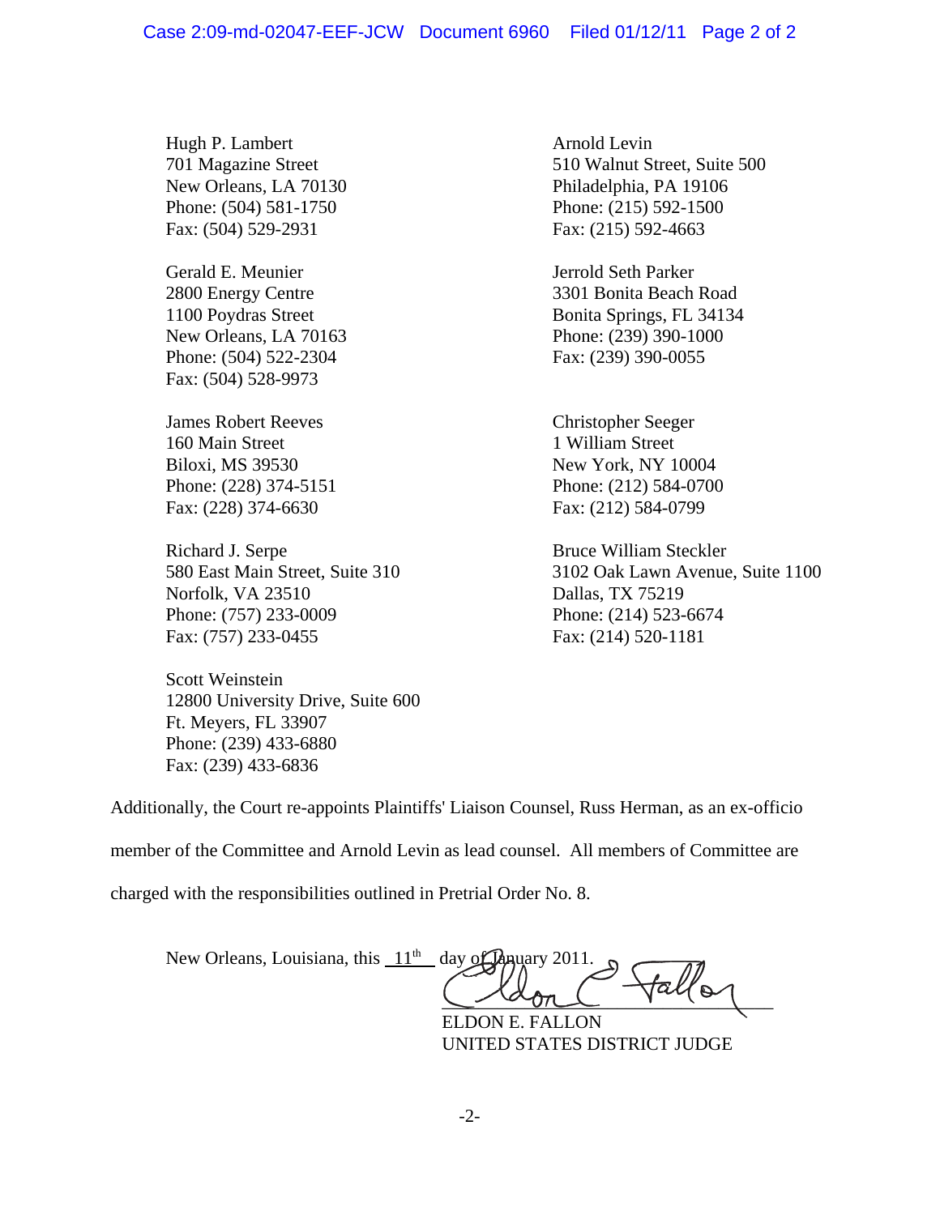Hugh P. Lambert
701 Magazine Street
New Orleans, LA 70130
Phone: (504) 581-1750
Fax: (504) 529-2931

Gerald E. Meunier
2800 Energy Centre
1100 Poydras Street
New Orleans, LA 70163
Phone: (504) 522-2304
Fax: (504) 528-9973

James Robert Reeves
160 Main Street
Biloxi, MS 39530
Phone: (228) 374-5151
Fax: (228) 374-6630

Richard J. Serpe
580 East Main Street, Suite 310
Norfolk, VA 23510
Phone: (757) 233-0009
Fax: (757) 233-0455

Scott Weinstein
12800 University Drive, Suite 600
Ft. Meyers, FL 33907
Phone: (239) 433-6880
Fax: (239) 433-6836

Arnold Levin
510 Walnut Street, Suite 500
Philadelphia, PA 19106
Phone: (215) 592-1500
Fax: (215) 592-4663

Jerrold Seth Parker
3301 Bonita Beach Road
Bonita Springs, FL 34134
Phone: (239) 390-1000
Fax: (239) 390-0055

Christopher Seeger
1 William Street
New York, NY 10004
Phone: (212) 584-0700
Fax: (212) 584-0799

Bruce William Steckler
3102 Oak Lawn Avenue, Suite 1100
Dallas, TX 75219
Phone: (214) 523-6674
Fax: (214) 520-1181

Additionally, the Court re-appoints Plaintiffs' Liaison Counsel, Russ Herman, as an ex-officio member of the Committee and Arnold Levin as lead counsel. All members of Committee are charged with the responsibilities outlined in Pretrial Order No. 8.

New Orleans, Louisiana, this 11th day of January 2011.

ELDON E. FALLON
UNITED STATES DISTRICT JUDGE